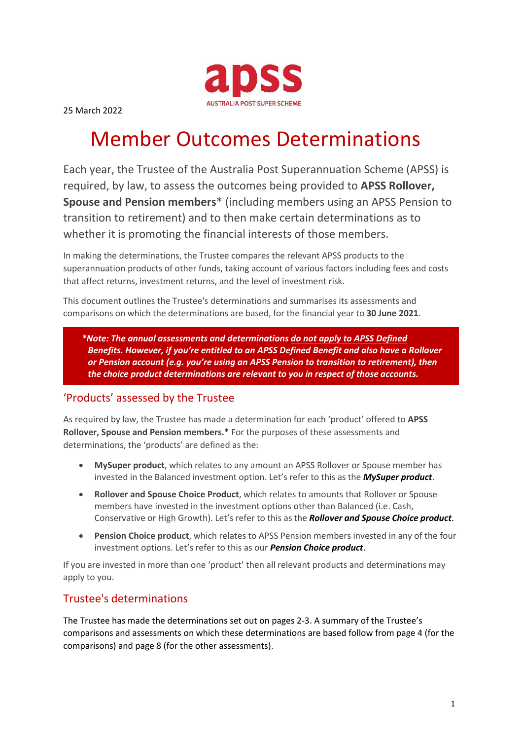25 March 2022

# Member Outcomes Determinations

Each year, the Trustee of the Australia Post Superannuation Scheme (APSS) is required, by law, to assess the outcomes being provided to **APSS Rollover, Spouse and Pension members**\* (including members using an APSS Pension to transition to retirement) and to then make certain determinations as to whether it is promoting the financial interests of those members.

In making the determinations, the Trustee compares the relevant APSS products to the superannuation products of other funds, taking account of various factors including fees and costs that affect returns, investment returns, and the level of investment risk.

This document outlines the Trustee's determinations and summarises its assessments and comparisons on which the determinations are based, for the financial year to **30 June 2021**.

> ***\*Note: The annual assessments and determinations do not apply to APSS Defined Benefits. However, if you're entitled to an APSS Defined Benefit and also have a Rollover or Pension account (e.g. you're using an APSS Pension to transition to retirement), then the choice product determinations are relevant to you in respect of those accounts.***

## 'Products' assessed by the Trustee

As required by law, the Trustee has made a determination for each 'product' offered to **APSS Rollover, Spouse and Pension members.\*** For the purposes of these assessments and determinations, the 'products' are defined as the:

- **MySuper product**, which relates to any amount an APSS Rollover or Spouse member has invested in the Balanced investment option. Let's refer to this as the ***MySuper product***.
- **Rollover and Spouse Choice Product**, which relates to amounts that Rollover or Spouse members have invested in the investment options other than Balanced (i.e. Cash, Conservative or High Growth). Let's refer to this as the ***Rollover and Spouse Choice product***.
- **Pension Choice product**, which relates to APSS Pension members invested in any of the four investment options. Let's refer to this as our ***Pension Choice product***.

If you are invested in more than one 'product' then all relevant products and determinations may apply to you.

## Trustee's determinations

The Trustee has made the determinations set out on pages 2-3. A summary of the Trustee's comparisons and assessments on which these determinations are based follow from page 4 (for the comparisons) and page 8 (for the other assessments).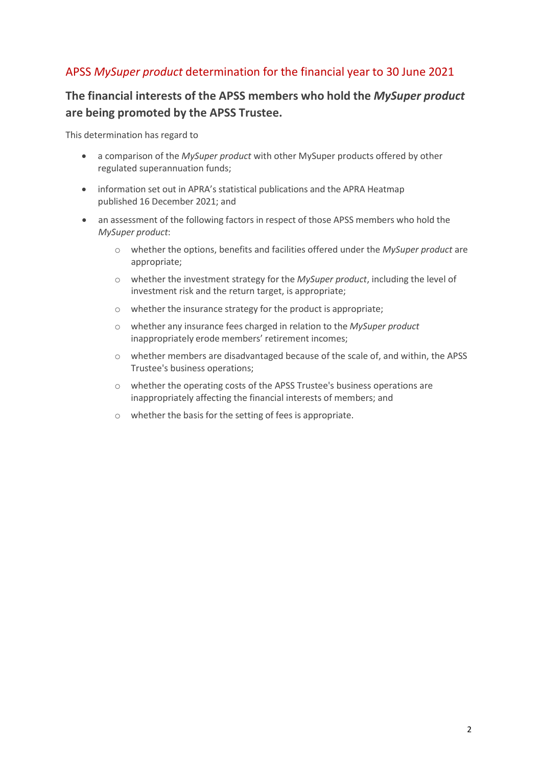## APSS *MySuper product* determination for the financial year to 30 June 2021

### The financial interests of the APSS members who hold the *MySuper product* are being promoted by the APSS Trustee.

This determination has regard to

- a comparison of the *MySuper product* with other MySuper products offered by other regulated superannuation funds;
- information set out in APRA's statistical publications and the APRA Heatmap published 16 December 2021; and
- an assessment of the following factors in respect of those APSS members who hold the *MySuper product*:
  - whether the options, benefits and facilities offered under the *MySuper product* are appropriate;
  - whether the investment strategy for the *MySuper product*, including the level of investment risk and the return target, is appropriate;
  - whether the insurance strategy for the product is appropriate;
  - whether any insurance fees charged in relation to the *MySuper product* inappropriately erode members' retirement incomes;
  - whether members are disadvantaged because of the scale of, and within, the APSS Trustee's business operations;
  - whether the operating costs of the APSS Trustee's business operations are inappropriately affecting the financial interests of members; and
  - whether the basis for the setting of fees is appropriate.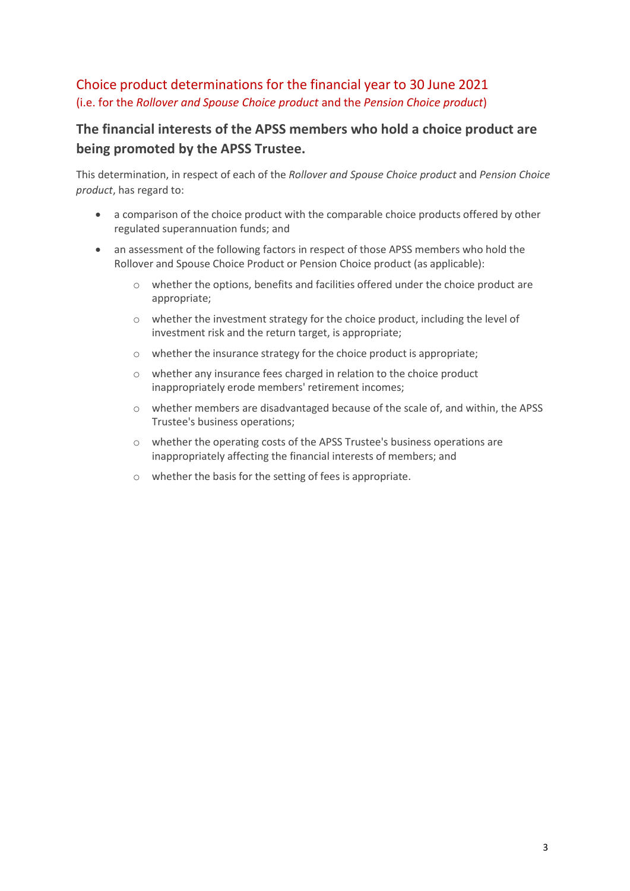## Choice product determinations for the financial year to 30 June 2021
(i.e. for the *Rollover and Spouse Choice product* and the *Pension Choice product*)

### The financial interests of the APSS members who hold a choice product are being promoted by the APSS Trustee.

This determination, in respect of each of the *Rollover and Spouse Choice product* and *Pension Choice product*, has regard to:

- a comparison of the choice product with the comparable choice products offered by other regulated superannuation funds; and
- an assessment of the following factors in respect of those APSS members who hold the Rollover and Spouse Choice Product or Pension Choice product (as applicable):
    - whether the options, benefits and facilities offered under the choice product are appropriate;
    - whether the investment strategy for the choice product, including the level of investment risk and the return target, is appropriate;
    - whether the insurance strategy for the choice product is appropriate;
    - whether any insurance fees charged in relation to the choice product inappropriately erode members' retirement incomes;
    - whether members are disadvantaged because of the scale of, and within, the APSS Trustee's business operations;
    - whether the operating costs of the APSS Trustee's business operations are inappropriately affecting the financial interests of members; and
    - whether the basis for the setting of fees is appropriate.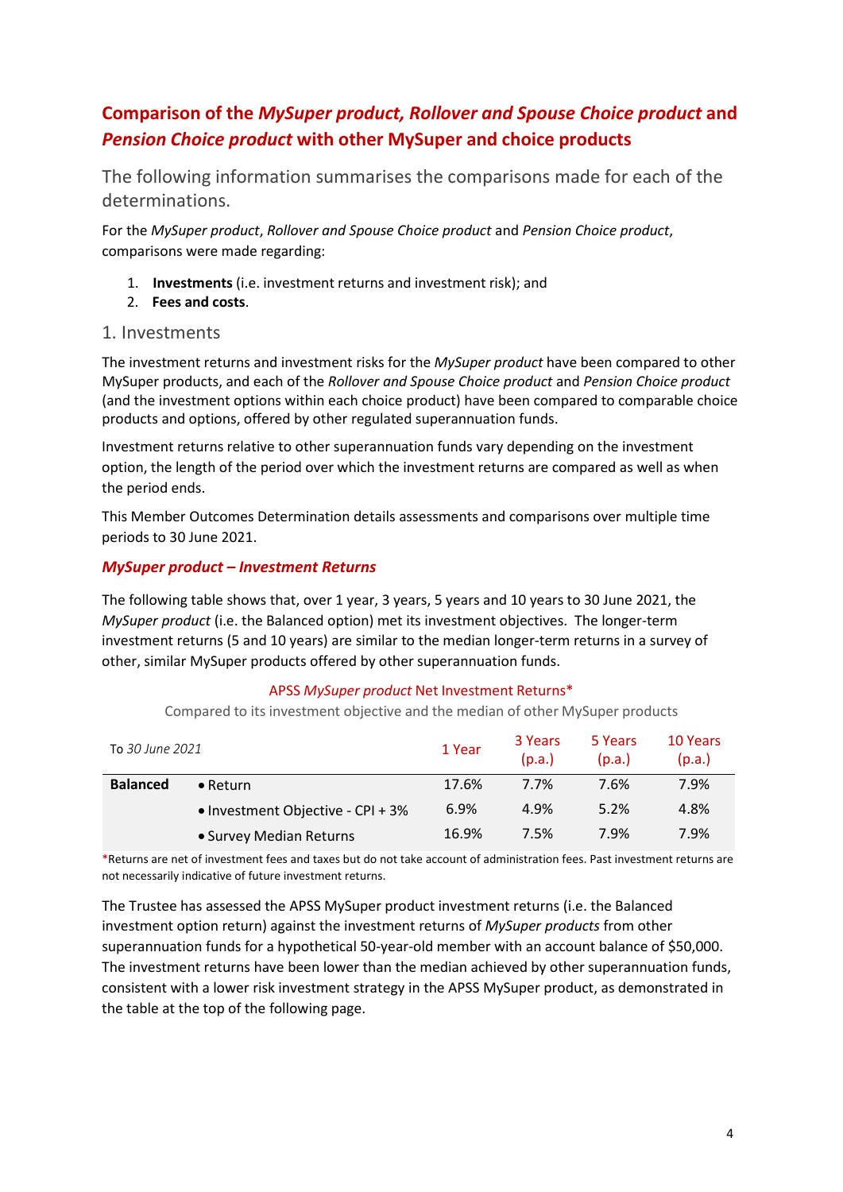## Comparison of the *MySuper product, Rollover and Spouse Choice product* and *Pension Choice product* with other MySuper and choice products

The following information summarises the comparisons made for each of the determinations.

For the *MySuper product*, *Rollover and Spouse Choice product* and *Pension Choice product*, comparisons were made regarding:

1. **Investments** (i.e. investment returns and investment risk); and
2. **Fees and costs**.

### 1. Investments

The investment returns and investment risks for the *MySuper product* have been compared to other MySuper products, and each of the *Rollover and Spouse Choice product* and *Pension Choice product* (and the investment options within each choice product) have been compared to comparable choice products and options, offered by other regulated superannuation funds.

Investment returns relative to other superannuation funds vary depending on the investment option, the length of the period over which the investment returns are compared as well as when the period ends.

This Member Outcomes Determination details assessments and comparisons over multiple time periods to 30 June 2021.

#### *MySuper product – Investment Returns*

The following table shows that, over 1 year, 3 years, 5 years and 10 years to 30 June 2021, the *MySuper product* (i.e. the Balanced option) met its investment objectives. The longer-term investment returns (5 and 10 years) are similar to the median longer-term returns in a survey of other, similar MySuper products offered by other superannuation funds.

APSS *MySuper product* Net Investment Returns*

Compared to its investment objective and the median of other MySuper products

| To *30 June 2021* | | 1 Year | 3 Years (p.a.) | 5 Years (p.a.) | 10 Years (p.a.) |
|---|---|---|---|---|---|
| **Balanced** | • Return | 17.6% | 7.7% | 7.6% | 7.9% |
| | • Investment Objective - CPI + 3% | 6.9% | 4.9% | 5.2% | 4.8% |
| | • Survey Median Returns | 16.9% | 7.5% | 7.9% | 7.9% |

*Returns are net of investment fees and taxes but do not take account of administration fees. Past investment returns are not necessarily indicative of future investment returns.

The Trustee has assessed the APSS MySuper product investment returns (i.e. the Balanced investment option return) against the investment returns of *MySuper products* from other superannuation funds for a hypothetical 50-year-old member with an account balance of $50,000. The investment returns have been lower than the median achieved by other superannuation funds, consistent with a lower risk investment strategy in the APSS MySuper product, as demonstrated in the table at the top of the following page.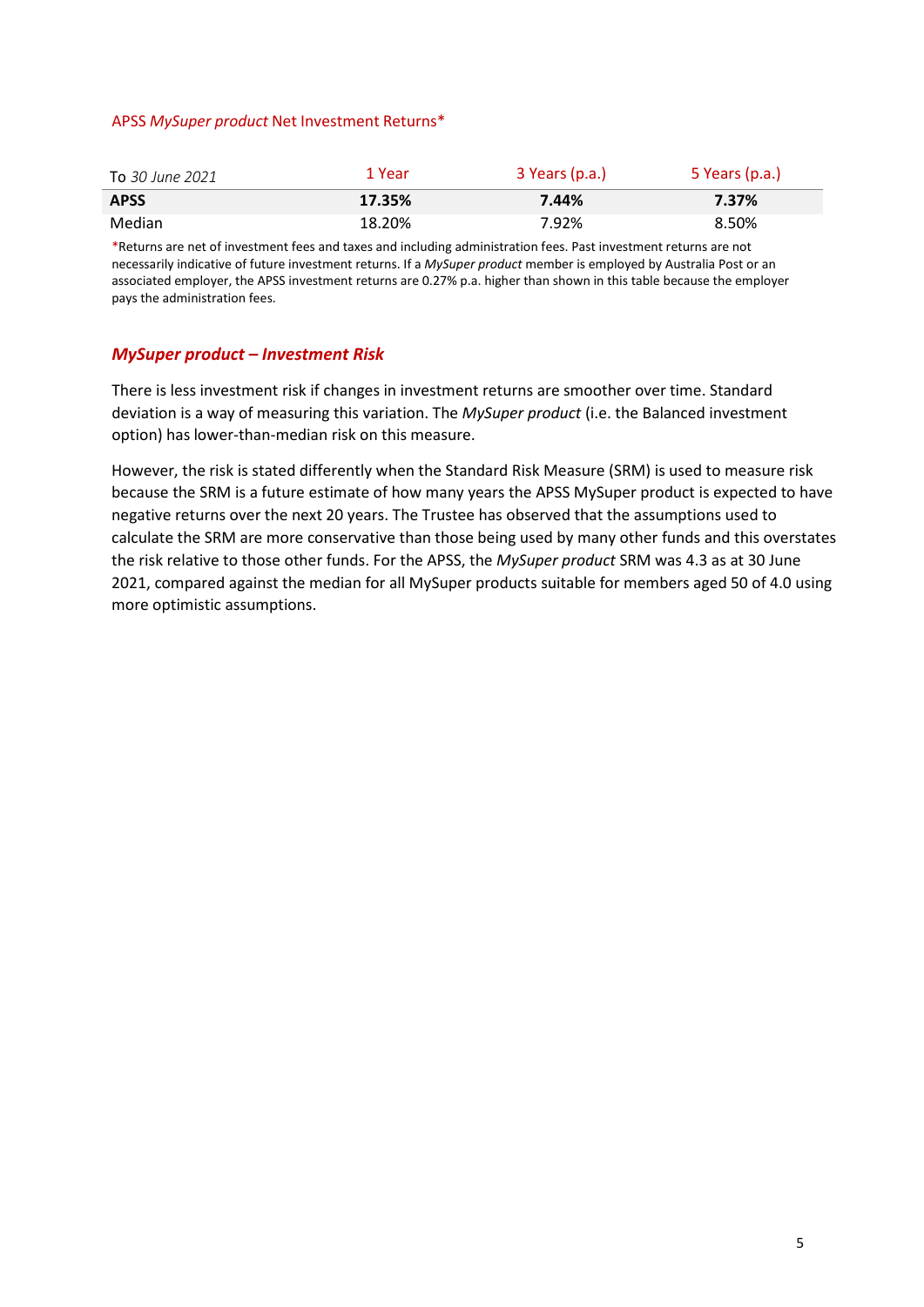APSS *MySuper product* Net Investment Returns*

| To *30 June 2021* | 1 Year | 3 Years (p.a.) | 5 Years (p.a.) |
|---|---|---|---|
| **APSS** | **17.35%** | **7.44%** | **7.37%** |
| Median | 18.20% | 7.92% | 8.50% |

*Returns are net of investment fees and taxes and including administration fees. Past investment returns are not necessarily indicative of future investment returns. If a *MySuper product* member is employed by Australia Post or an associated employer, the APSS investment returns are 0.27% p.a. higher than shown in this table because the employer pays the administration fees.

### *MySuper product – Investment Risk*

There is less investment risk if changes in investment returns are smoother over time. Standard deviation is a way of measuring this variation. The *MySuper product* (i.e. the Balanced investment option) has lower-than-median risk on this measure.

However, the risk is stated differently when the Standard Risk Measure (SRM) is used to measure risk because the SRM is a future estimate of how many years the APSS MySuper product is expected to have negative returns over the next 20 years. The Trustee has observed that the assumptions used to calculate the SRM are more conservative than those being used by many other funds and this overstates the risk relative to those other funds. For the APSS, the *MySuper product* SRM was 4.3 as at 30 June 2021, compared against the median for all MySuper products suitable for members aged 50 of 4.0 using more optimistic assumptions.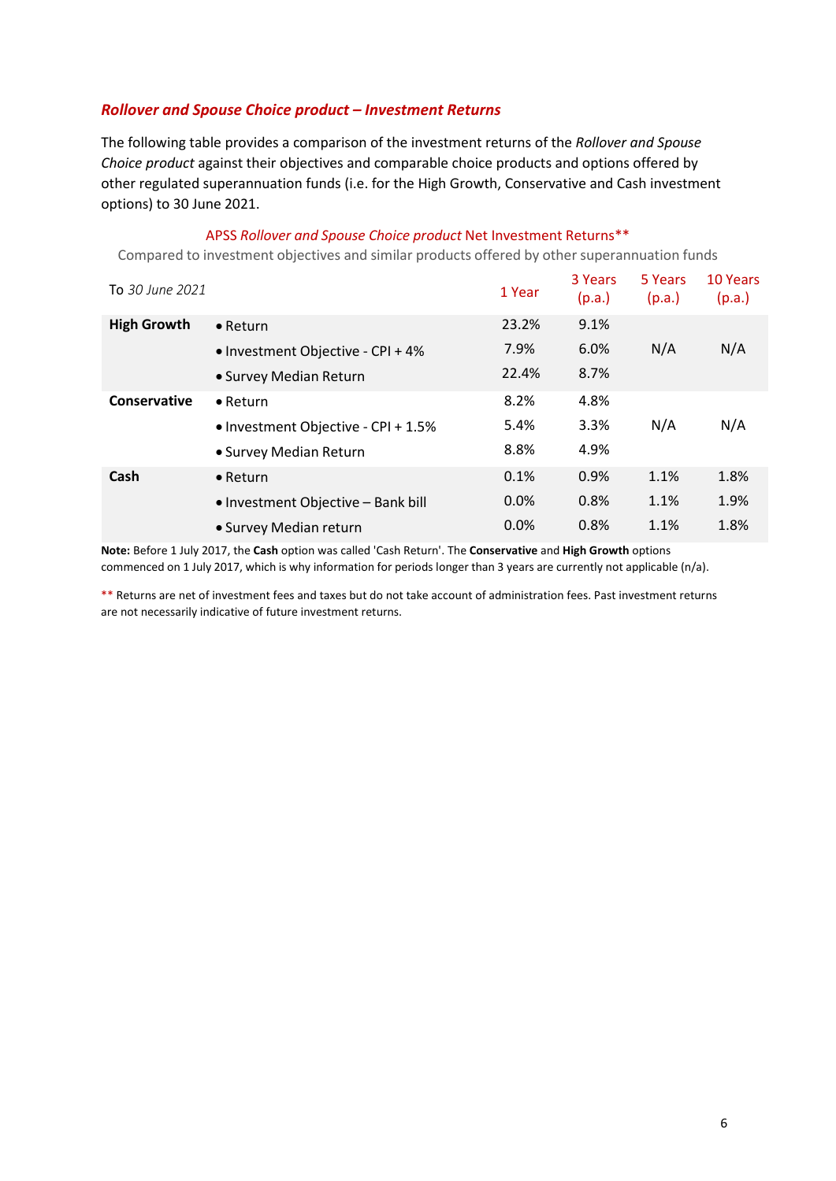### ***Rollover and Spouse Choice product – Investment Returns***

The following table provides a comparison of the investment returns of the *Rollover and Spouse Choice product* against their objectives and comparable choice products and options offered by other regulated superannuation funds (i.e. for the High Growth, Conservative and Cash investment options) to 30 June 2021.

APSS *Rollover and Spouse Choice product* Net Investment Returns**

Compared to investment objectives and similar products offered by other superannuation funds

| To *30 June 2021* | | 1 Year | 3 Years (p.a.) | 5 Years (p.a.) | 10 Years (p.a.) |
|---|---|---|---|---|---|
| **High Growth** | • Return | 23.2% | 9.1% | | |
| | • Investment Objective - CPI + 4% | 7.9% | 6.0% | N/A | N/A |
| | • Survey Median Return | 22.4% | 8.7% | | |
| **Conservative** | • Return | 8.2% | 4.8% | | |
| | • Investment Objective - CPI + 1.5% | 5.4% | 3.3% | N/A | N/A |
| | • Survey Median Return | 8.8% | 4.9% | | |
| **Cash** | • Return | 0.1% | 0.9% | 1.1% | 1.8% |
| | • Investment Objective – Bank bill | 0.0% | 0.8% | 1.1% | 1.9% |
| | • Survey Median return | 0.0% | 0.8% | 1.1% | 1.8% |

**Note:** Before 1 July 2017, the **Cash** option was called 'Cash Return'. The **Conservative** and **High Growth** options commenced on 1 July 2017, which is why information for periods longer than 3 years are currently not applicable (n/a).

** Returns are net of investment fees and taxes but do not take account of administration fees. Past investment returns are not necessarily indicative of future investment returns.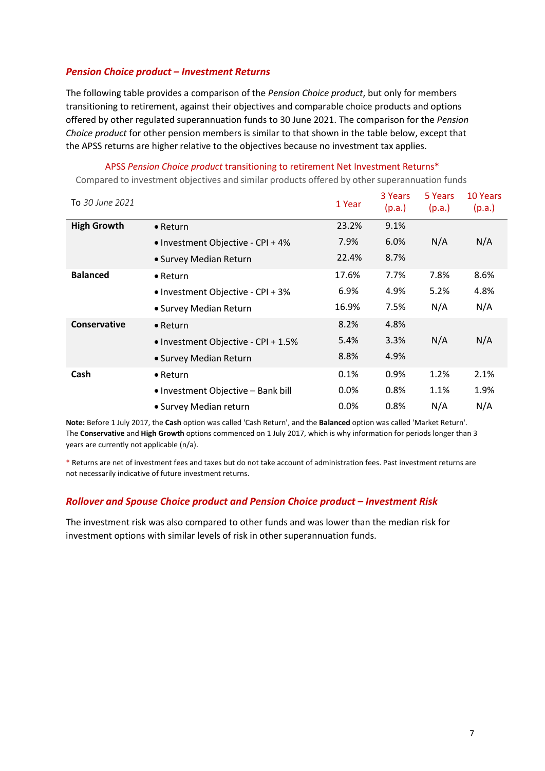### *Pension Choice product – Investment Returns*

The following table provides a comparison of the *Pension Choice product*, but only for members transitioning to retirement, against their objectives and comparable choice products and options offered by other regulated superannuation funds to 30 June 2021. The comparison for the *Pension Choice product* for other pension members is similar to that shown in the table below, except that the APSS returns are higher relative to the objectives because no investment tax applies.

APSS *Pension Choice product* transitioning to retirement Net Investment Returns*

Compared to investment objectives and similar products offered by other superannuation funds

| To *30 June 2021* | | 1 Year | 3 Years (p.a.) | 5 Years (p.a.) | 10 Years (p.a.) |
|---|---|---|---|---|---|
| **High Growth** | • Return | 23.2% | 9.1% | | |
| | • Investment Objective - CPI + 4% | 7.9% | 6.0% | N/A | N/A |
| | • Survey Median Return | 22.4% | 8.7% | | |
| **Balanced** | • Return | 17.6% | 7.7% | 7.8% | 8.6% |
| | • Investment Objective - CPI + 3% | 6.9% | 4.9% | 5.2% | 4.8% |
| | • Survey Median Return | 16.9% | 7.5% | N/A | N/A |
| **Conservative** | • Return | 8.2% | 4.8% | | |
| | • Investment Objective - CPI + 1.5% | 5.4% | 3.3% | N/A | N/A |
| | • Survey Median Return | 8.8% | 4.9% | | |
| **Cash** | • Return | 0.1% | 0.9% | 1.2% | 2.1% |
| | • Investment Objective – Bank bill | 0.0% | 0.8% | 1.1% | 1.9% |
| | • Survey Median return | 0.0% | 0.8% | N/A | N/A |

**Note:** Before 1 July 2017, the **Cash** option was called 'Cash Return', and the **Balanced** option was called 'Market Return'. The **Conservative** and **High Growth** options commenced on 1 July 2017, which is why information for periods longer than 3 years are currently not applicable (n/a).

\* Returns are net of investment fees and taxes but do not take account of administration fees. Past investment returns are not necessarily indicative of future investment returns.

### *Rollover and Spouse Choice product and Pension Choice product – Investment Risk*

The investment risk was also compared to other funds and was lower than the median risk for investment options with similar levels of risk in other superannuation funds.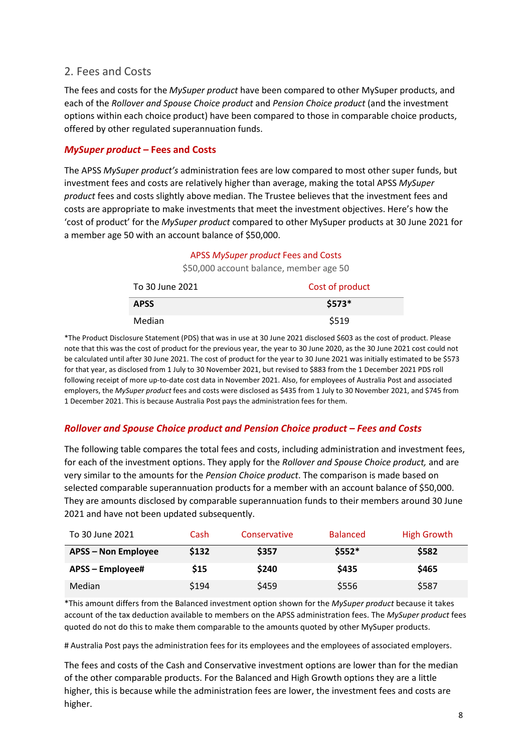## 2. Fees and Costs

The fees and costs for the *MySuper product* have been compared to other MySuper products, and each of the *Rollover and Spouse Choice product* and *Pension Choice product* (and the investment options within each choice product) have been compared to those in comparable choice products, offered by other regulated superannuation funds.

### *MySuper product* – Fees and Costs

The APSS *MySuper product's* administration fees are low compared to most other super funds, but investment fees and costs are relatively higher than average, making the total APSS *MySuper product* fees and costs slightly above median. The Trustee believes that the investment fees and costs are appropriate to make investments that meet the investment objectives. Here's how the 'cost of product' for the *MySuper product* compared to other MySuper products at 30 June 2021 for a member age 50 with an account balance of $50,000.

APSS *MySuper product* Fees and Costs

$50,000 account balance, member age 50

| To 30 June 2021 | Cost of product |
|---|---|
| **APSS** | **$573*** |
| Median | $519 |

*The Product Disclosure Statement (PDS) that was in use at 30 June 2021 disclosed $603 as the cost of product. Please note that this was the cost of product for the previous year, the year to 30 June 2020, as the 30 June 2021 cost could not be calculated until after 30 June 2021. The cost of product for the year to 30 June 2021 was initially estimated to be $573 for that year, as disclosed from 1 July to 30 November 2021, but revised to $883 from the 1 December 2021 PDS roll following receipt of more up-to-date cost data in November 2021. Also, for employees of Australia Post and associated employers, the *MySuper product* fees and costs were disclosed as $435 from 1 July to 30 November 2021, and $745 from 1 December 2021. This is because Australia Post pays the administration fees for them.

### *Rollover and Spouse Choice product and Pension Choice product – Fees and Costs*

The following table compares the total fees and costs, including administration and investment fees, for each of the investment options. They apply for the *Rollover and Spouse Choice product,* and are very similar to the amounts for the *Pension Choice product*. The comparison is made based on selected comparable superannuation products for a member with an account balance of $50,000. They are amounts disclosed by comparable superannuation funds to their members around 30 June 2021 and have not been updated subsequently.

| To 30 June 2021 | Cash | Conservative | Balanced | High Growth |
|---|---|---|---|---|
| **APSS – Non Employee** | **$132** | **$357** | **$552*** | **$582** |
| **APSS – Employee#** | **$15** | **$240** | **$435** | **$465** |
| Median | $194 | $459 | $556 | $587 |

*This amount differs from the Balanced investment option shown for the *MySuper product* because it takes account of the tax deduction available to members on the APSS administration fees. The *MySuper product* fees quoted do not do this to make them comparable to the amounts quoted by other MySuper products.

# Australia Post pays the administration fees for its employees and the employees of associated employers.

The fees and costs of the Cash and Conservative investment options are lower than for the median of the other comparable products. For the Balanced and High Growth options they are a little higher, this is because while the administration fees are lower, the investment fees and costs are higher.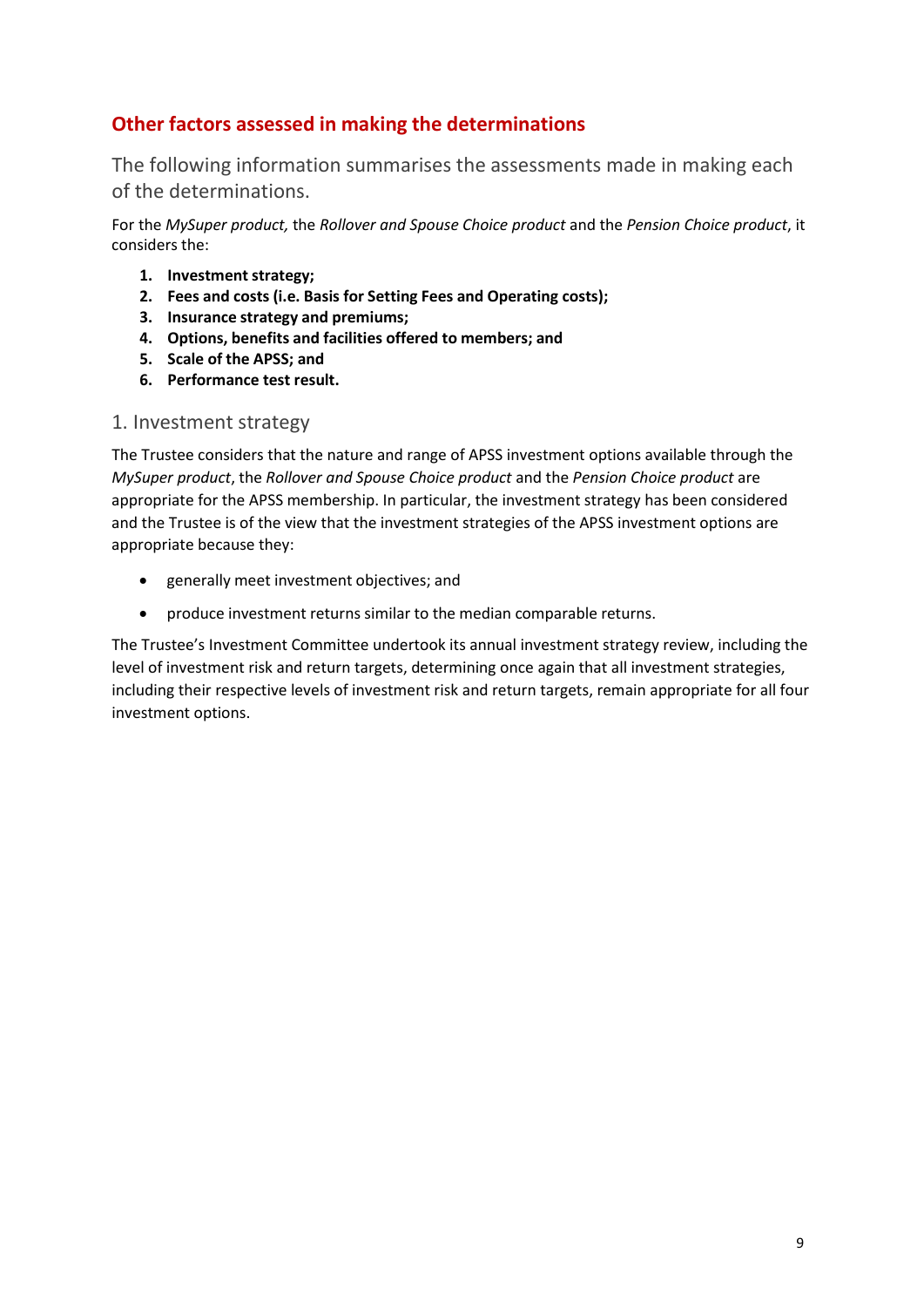## Other factors assessed in making the determinations

### The following information summarises the assessments made in making each of the determinations.

For the *MySuper product,* the *Rollover and Spouse Choice product* and the *Pension Choice product*, it considers the:

1. **Investment strategy;**
2. **Fees and costs (i.e. Basis for Setting Fees and Operating costs);**
3. **Insurance strategy and premiums;**
4. **Options, benefits and facilities offered to members; and**
5. **Scale of the APSS; and**
6. **Performance test result.**

### 1. Investment strategy

The Trustee considers that the nature and range of APSS investment options available through the *MySuper product*, the *Rollover and Spouse Choice product* and the *Pension Choice product* are appropriate for the APSS membership. In particular, the investment strategy has been considered and the Trustee is of the view that the investment strategies of the APSS investment options are appropriate because they:

- generally meet investment objectives; and
- produce investment returns similar to the median comparable returns.

The Trustee's Investment Committee undertook its annual investment strategy review, including the level of investment risk and return targets, determining once again that all investment strategies, including their respective levels of investment risk and return targets, remain appropriate for all four investment options.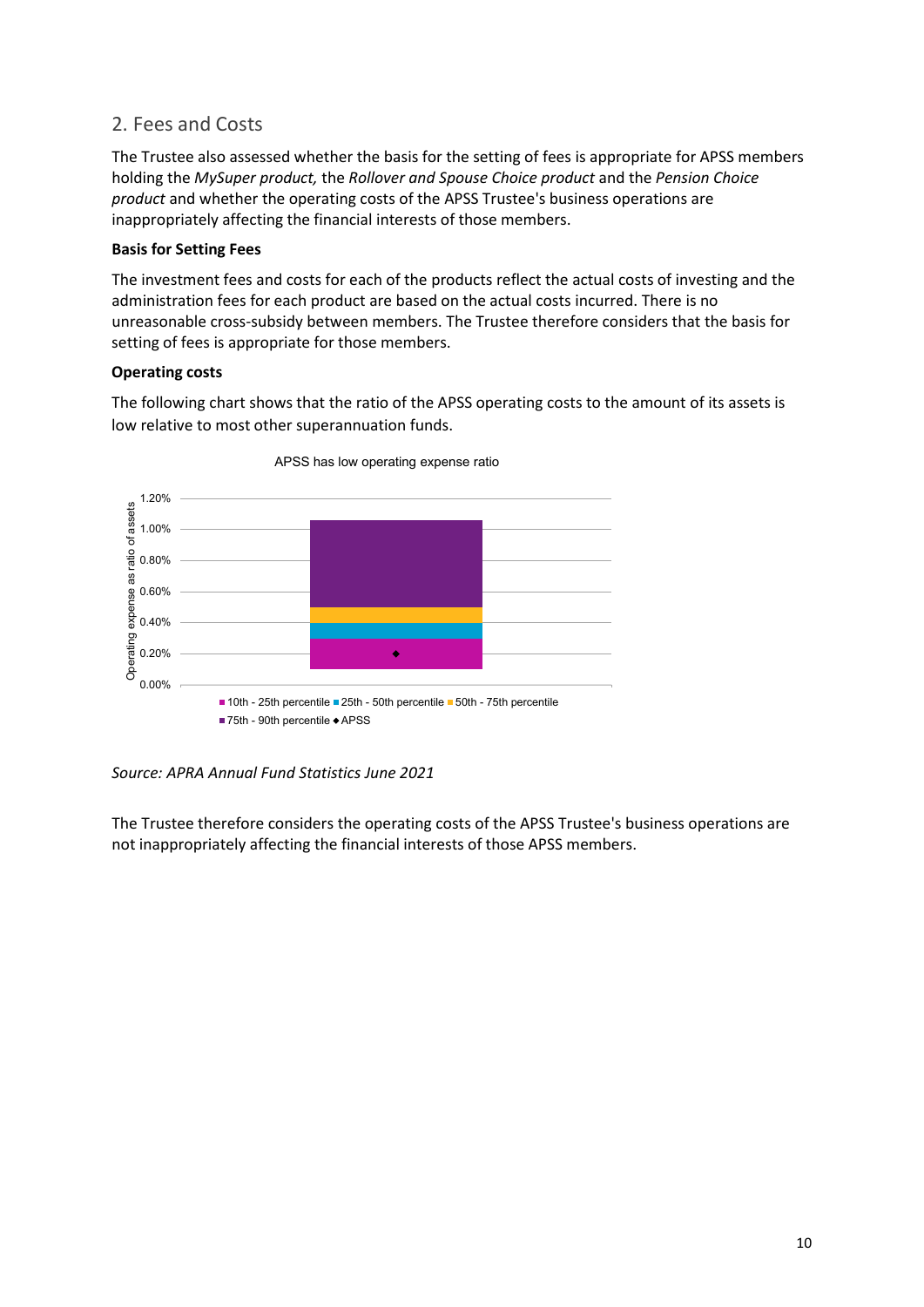## 2. Fees and Costs

The Trustee also assessed whether the basis for the setting of fees is appropriate for APSS members holding the *MySuper product,* the *Rollover and Spouse Choice product* and the *Pension Choice product* and whether the operating costs of the APSS Trustee's business operations are inappropriately affecting the financial interests of those members.

**Basis for Setting Fees**

The investment fees and costs for each of the products reflect the actual costs of investing and the administration fees for each product are based on the actual costs incurred. There is no unreasonable cross-subsidy between members. The Trustee therefore considers that the basis for setting of fees is appropriate for those members.

**Operating costs**

The following chart shows that the ratio of the APSS operating costs to the amount of its assets is low relative to most other superannuation funds.

APSS has low operating expense ratio

*Source: APRA Annual Fund Statistics June 2021*

The Trustee therefore considers the operating costs of the APSS Trustee's business operations are not inappropriately affecting the financial interests of those APSS members.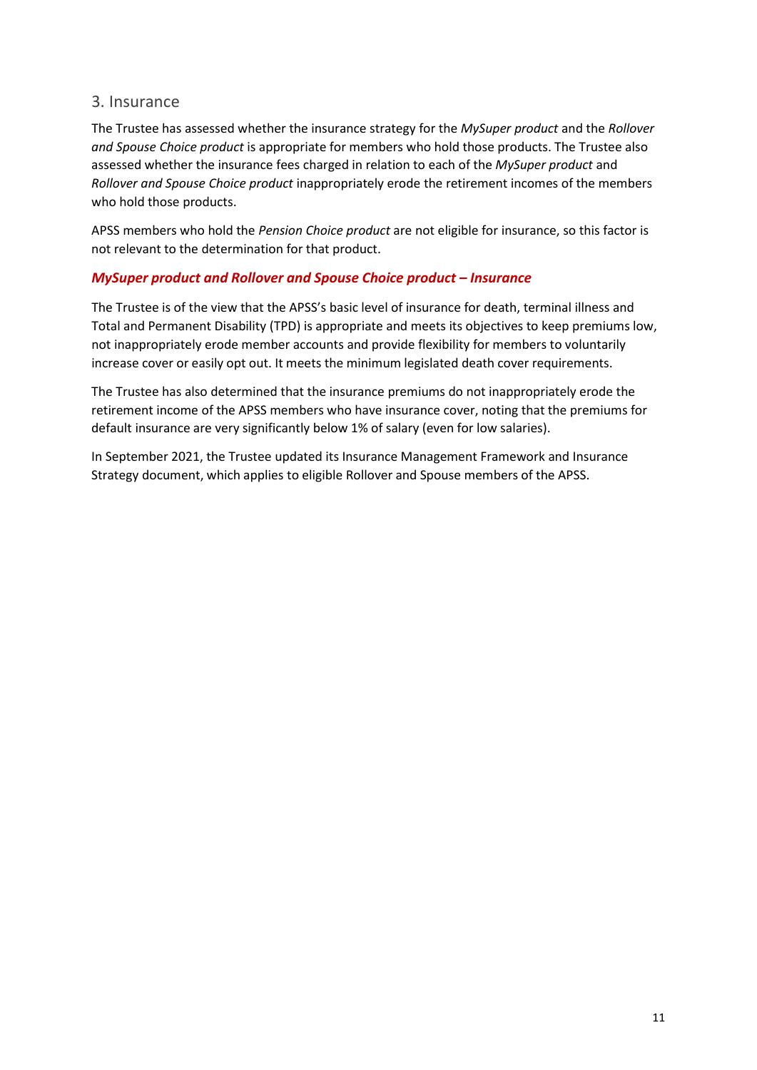## 3. Insurance

The Trustee has assessed whether the insurance strategy for the *MySuper product* and the *Rollover and Spouse Choice product* is appropriate for members who hold those products. The Trustee also assessed whether the insurance fees charged in relation to each of the *MySuper product* and *Rollover and Spouse Choice product* inappropriately erode the retirement incomes of the members who hold those products.

APSS members who hold the *Pension Choice product* are not eligible for insurance, so this factor is not relevant to the determination for that product.

### *MySuper product and Rollover and Spouse Choice product – Insurance*

The Trustee is of the view that the APSS's basic level of insurance for death, terminal illness and Total and Permanent Disability (TPD) is appropriate and meets its objectives to keep premiums low, not inappropriately erode member accounts and provide flexibility for members to voluntarily increase cover or easily opt out. It meets the minimum legislated death cover requirements.

The Trustee has also determined that the insurance premiums do not inappropriately erode the retirement income of the APSS members who have insurance cover, noting that the premiums for default insurance are very significantly below 1% of salary (even for low salaries).

In September 2021, the Trustee updated its Insurance Management Framework and Insurance Strategy document, which applies to eligible Rollover and Spouse members of the APSS.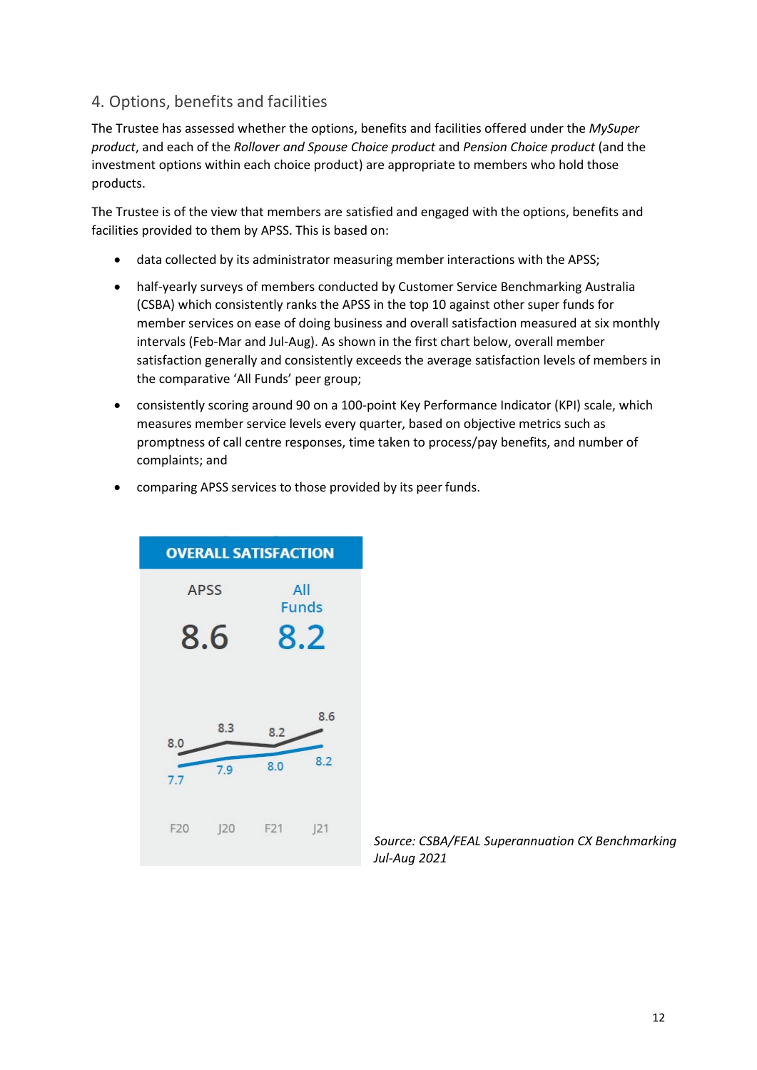## 4. Options, benefits and facilities

The Trustee has assessed whether the options, benefits and facilities offered under the *MySuper product*, and each of the *Rollover and Spouse Choice product* and *Pension Choice product* (and the investment options within each choice product) are appropriate to members who hold those products.

The Trustee is of the view that members are satisfied and engaged with the options, benefits and facilities provided to them by APSS. This is based on:

- data collected by its administrator measuring member interactions with the APSS;
- half-yearly surveys of members conducted by Customer Service Benchmarking Australia (CSBA) which consistently ranks the APSS in the top 10 against other super funds for member services on ease of doing business and overall satisfaction measured at six monthly intervals (Feb-Mar and Jul-Aug). As shown in the first chart below, overall member satisfaction generally and consistently exceeds the average satisfaction levels of members in the comparative 'All Funds' peer group;
- consistently scoring around 90 on a 100-point Key Performance Indicator (KPI) scale, which measures member service levels every quarter, based on objective metrics such as promptness of call centre responses, time taken to process/pay benefits, and number of complaints; and
- comparing APSS services to those provided by its peer funds.

**OVERALL SATISFACTION**

| | APSS | All Funds |
|---|---|---|
| Current | 8.6 | 8.2 |
| F20 | 8.0 | 7.7 |
| J20 | 8.3 | 7.9 |
| F21 | 8.2 | 8.0 |
| J21 | 8.6 | 8.2 |

*Source: CSBA/FEAL Superannuation CX Benchmarking Jul-Aug 2021*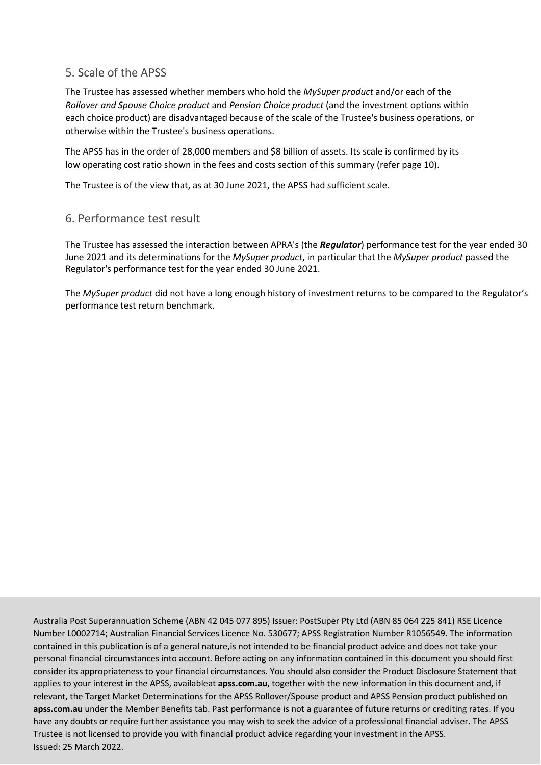## 5. Scale of the APSS

The Trustee has assessed whether members who hold the *MySuper product* and/or each of the *Rollover and Spouse Choice product* and *Pension Choice product* (and the investment options within each choice product) are disadvantaged because of the scale of the Trustee's business operations, or otherwise within the Trustee's business operations.

The APSS has in the order of 28,000 members and $8 billion of assets. Its scale is confirmed by its low operating cost ratio shown in the fees and costs section of this summary (refer page 10).

The Trustee is of the view that, as at 30 June 2021, the APSS had sufficient scale.

## 6. Performance test result

The Trustee has assessed the interaction between APRA's (the ***Regulator***) performance test for the year ended 30 June 2021 and its determinations for the *MySuper product*, in particular that the *MySuper product* passed the Regulator's performance test for the year ended 30 June 2021.

The *MySuper product* did not have a long enough history of investment returns to be compared to the Regulator's performance test return benchmark.

Australia Post Superannuation Scheme (ABN 42 045 077 895) Issuer: PostSuper Pty Ltd (ABN 85 064 225 841) RSE Licence Number L0002714; Australian Financial Services Licence No. 530677; APSS Registration Number R1056549. The information contained in this publication is of a general nature,is not intended to be financial product advice and does not take your personal financial circumstances into account. Before acting on any information contained in this document you should first consider its appropriateness to your financial circumstances. You should also consider the Product Disclosure Statement that applies to your interest in the APSS, availableat **apss.com.au**, together with the new information in this document and, if relevant, the Target Market Determinations for the APSS Rollover/Spouse product and APSS Pension product published on **apss.com.au** under the Member Benefits tab. Past performance is not a guarantee of future returns or crediting rates. If you have any doubts or require further assistance you may wish to seek the advice of a professional financial adviser. The APSS Trustee is not licensed to provide you with financial product advice regarding your investment in the APSS.
Issued: 25 March 2022.